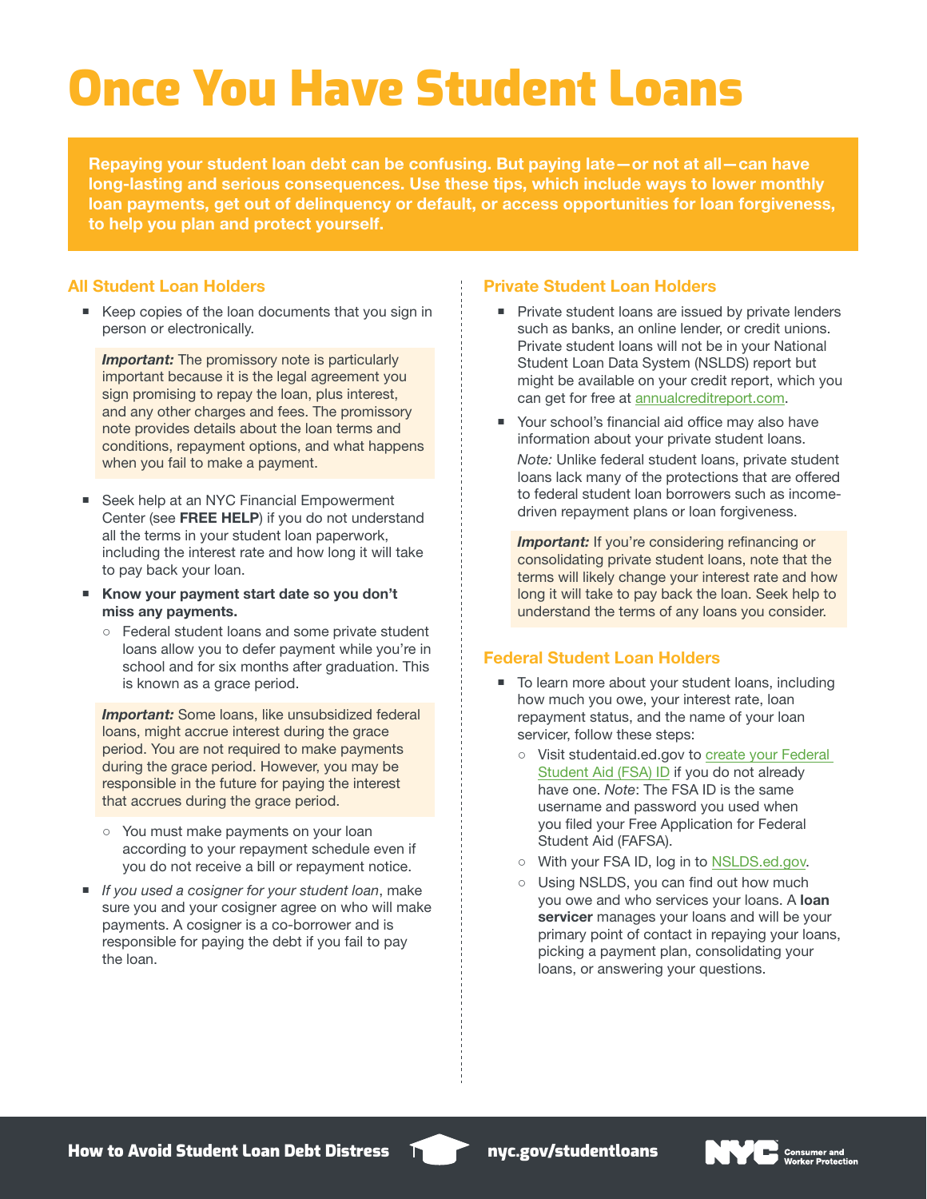# Once You Have Student Loans

**Repaying your student loan debt can be confusing. But paying late—or not at all—can have long-lasting and serious consequences. Use these tips, which include ways to lower monthly loan payments, get out of delinquency or default, or access opportunities for loan forgiveness, to help you plan and protect yourself.**

## All Student Loan Holders

- Keep copies of the loan documents that you sign in person or electronically.

> ***Important:*** The promissory note is particularly important because it is the legal agreement you sign promising to repay the loan, plus interest, and any other charges and fees. The promissory note provides details about the loan terms and conditions, repayment options, and what happens when you fail to make a payment.

- Seek help at an NYC Financial Empowerment Center (see **FREE HELP**) if you do not understand all the terms in your student loan paperwork, including the interest rate and how long it will take to pay back your loan.
- **Know your payment start date so you don't miss any payments.**
  - Federal student loans and some private student loans allow you to defer payment while you're in school and for six months after graduation. This is known as a grace period.

> ***Important:*** Some loans, like unsubsidized federal loans, might accrue interest during the grace period. You are not required to make payments during the grace period. However, you may be responsible in the future for paying the interest that accrues during the grace period.

  - You must make payments on your loan according to your repayment schedule even if you do not receive a bill or repayment notice.
- *If you used a cosigner for your student loan*, make sure you and your cosigner agree on who will make payments. A cosigner is a co-borrower and is responsible for paying the debt if you fail to pay the loan.

## Private Student Loan Holders

- Private student loans are issued by private lenders such as banks, an online lender, or credit unions. Private student loans will not be in your National Student Loan Data System (NSLDS) report but might be available on your credit report, which you can get for free at annualcreditreport.com.
- Your school's financial aid office may also have information about your private student loans.

  *Note:* Unlike federal student loans, private student loans lack many of the protections that are offered to federal student loan borrowers such as income-driven repayment plans or loan forgiveness.

> ***Important:*** If you're considering refinancing or consolidating private student loans, note that the terms will likely change your interest rate and how long it will take to pay back the loan. Seek help to understand the terms of any loans you consider.

## Federal Student Loan Holders

- To learn more about your student loans, including how much you owe, your interest rate, loan repayment status, and the name of your loan servicer, follow these steps:
  - Visit studentaid.ed.gov to create your Federal Student Aid (FSA) ID if you do not already have one. *Note*: The FSA ID is the same username and password you used when you filed your Free Application for Federal Student Aid (FAFSA).
  - With your FSA ID, log in to NSLDS.ed.gov.
  - Using NSLDS, you can find out how much you owe and who services your loans. A **loan servicer** manages your loans and will be your primary point of contact in repaying your loans, picking a payment plan, consolidating your loans, or answering your questions.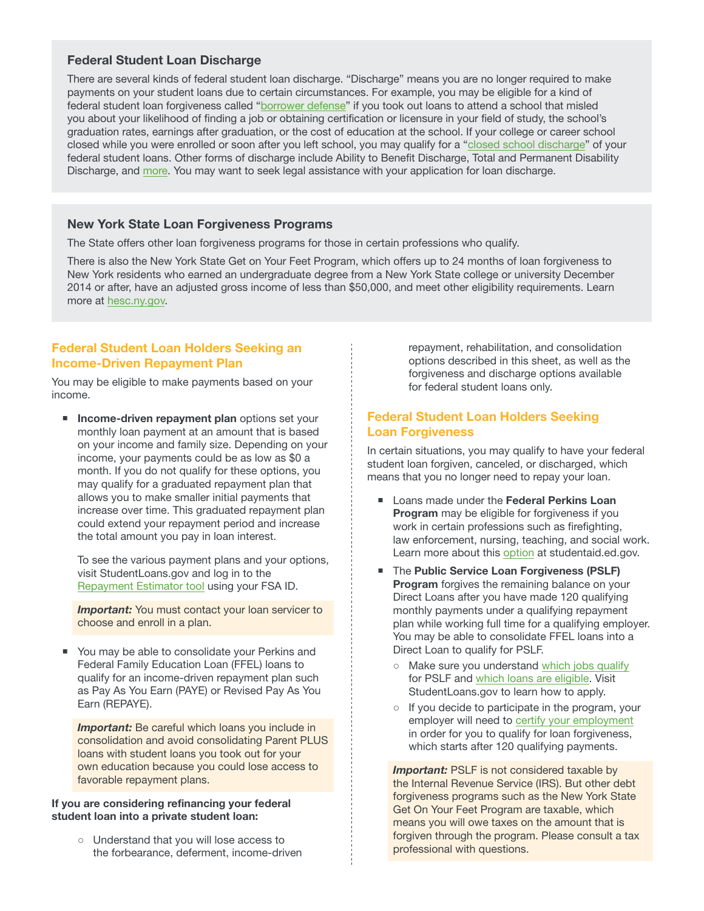### Federal Student Loan Discharge

There are several kinds of federal student loan discharge. "Discharge" means you are no longer required to make payments on your student loans due to certain circumstances. For example, you may be eligible for a kind of federal student loan forgiveness called "borrower defense" if you took out loans to attend a school that misled you about your likelihood of finding a job or obtaining certification or licensure in your field of study, the school's graduation rates, earnings after graduation, or the cost of education at the school. If your college or career school closed while you were enrolled or soon after you left school, you may qualify for a "closed school discharge" of your federal student loans. Other forms of discharge include Ability to Benefit Discharge, Total and Permanent Disability Discharge, and more. You may want to seek legal assistance with your application for loan discharge.

### New York State Loan Forgiveness Programs

The State offers other loan forgiveness programs for those in certain professions who qualify.

There is also the New York State Get on Your Feet Program, which offers up to 24 months of loan forgiveness to New York residents who earned an undergraduate degree from a New York State college or university December 2014 or after, have an adjusted gross income of less than $50,000, and meet other eligibility requirements. Learn more at hesc.ny.gov.

## Federal Student Loan Holders Seeking an Income-Driven Repayment Plan

You may be eligible to make payments based on your income.

- **Income-driven repayment plan** options set your monthly loan payment at an amount that is based on your income and family size. Depending on your income, your payments could be as low as $0 a month. If you do not qualify for these options, you may qualify for a graduated repayment plan that allows you to make smaller initial payments that increase over time. This graduated repayment plan could extend your repayment period and increase the total amount you pay in loan interest.

  To see the various payment plans and your options, visit StudentLoans.gov and log in to the Repayment Estimator tool using your FSA ID.

  ***Important:*** You must contact your loan servicer to choose and enroll in a plan.

- You may be able to consolidate your Perkins and Federal Family Education Loan (FFEL) loans to qualify for an income-driven repayment plan such as Pay As You Earn (PAYE) or Revised Pay As You Earn (REPAYE).

  ***Important:*** Be careful which loans you include in consolidation and avoid consolidating Parent PLUS loans with student loans you took out for your own education because you could lose access to favorable repayment plans.

**If you are considering refinancing your federal student loan into a private student loan:**

- Understand that you will lose access to the forbearance, deferment, income-driven repayment, rehabilitation, and consolidation options described in this sheet, as well as the forgiveness and discharge options available for federal student loans only.

## Federal Student Loan Holders Seeking Loan Forgiveness

In certain situations, you may qualify to have your federal student loan forgiven, canceled, or discharged, which means that you no longer need to repay your loan.

- Loans made under the **Federal Perkins Loan Program** may be eligible for forgiveness if you work in certain professions such as firefighting, law enforcement, nursing, teaching, and social work. Learn more about this option at studentaid.ed.gov.
- The **Public Service Loan Forgiveness (PSLF) Program** forgives the remaining balance on your Direct Loans after you have made 120 qualifying monthly payments under a qualifying repayment plan while working full time for a qualifying employer. You may be able to consolidate FFEL loans into a Direct Loan to qualify for PSLF.
  - Make sure you understand which jobs qualify for PSLF and which loans are eligible. Visit StudentLoans.gov to learn how to apply.
  - If you decide to participate in the program, your employer will need to certify your employment in order for you to qualify for loan forgiveness, which starts after 120 qualifying payments.

***Important:*** PSLF is not considered taxable by the Internal Revenue Service (IRS). But other debt forgiveness programs such as the New York State Get On Your Feet Program are taxable, which means you will owe taxes on the amount that is forgiven through the program. Please consult a tax professional with questions.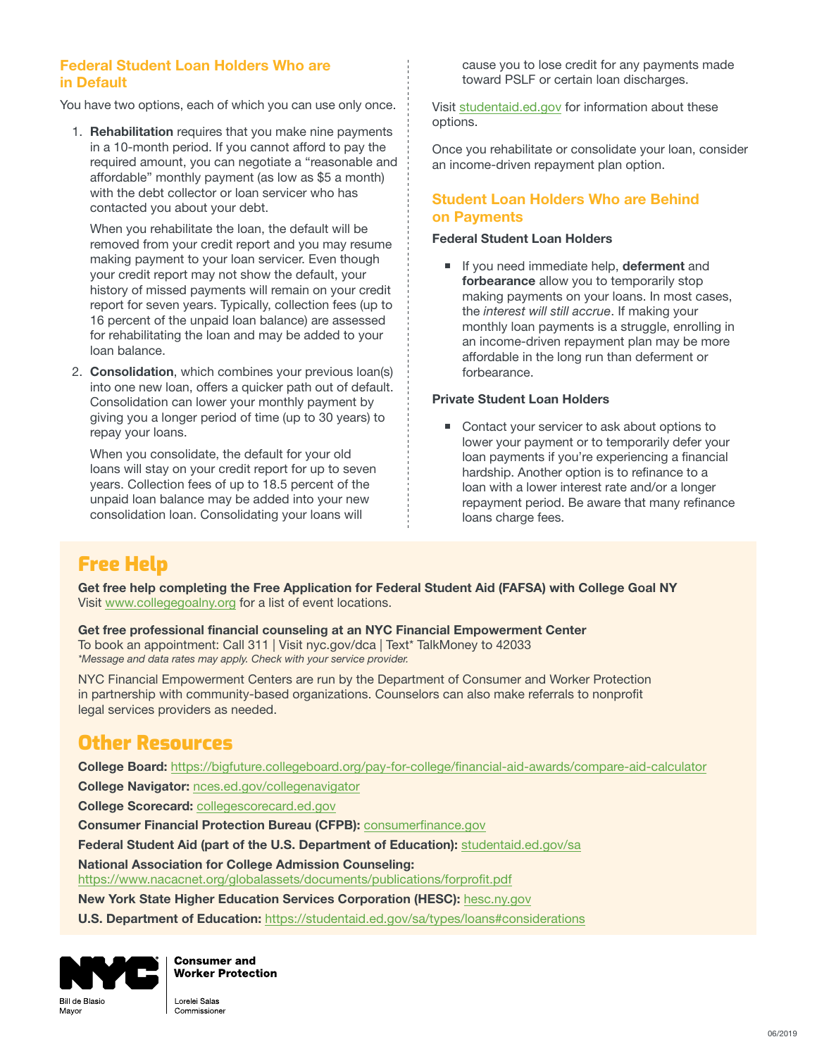## Federal Student Loan Holders Who are in Default

You have two options, each of which you can use only once.

1. **Rehabilitation** requires that you make nine payments in a 10-month period. If you cannot afford to pay the required amount, you can negotiate a "reasonable and affordable" monthly payment (as low as $5 a month) with the debt collector or loan servicer who has contacted you about your debt.

   When you rehabilitate the loan, the default will be removed from your credit report and you may resume making payment to your loan servicer. Even though your credit report may not show the default, your history of missed payments will remain on your credit report for seven years. Typically, collection fees (up to 16 percent of the unpaid loan balance) are assessed for rehabilitating the loan and may be added to your loan balance.

2. **Consolidation**, which combines your previous loan(s) into one new loan, offers a quicker path out of default. Consolidation can lower your monthly payment by giving you a longer period of time (up to 30 years) to repay your loans.

   When you consolidate, the default for your old loans will stay on your credit report for up to seven years. Collection fees of up to 18.5 percent of the unpaid loan balance may be added into your new consolidation loan. Consolidating your loans will cause you to lose credit for any payments made toward PSLF or certain loan discharges.

Visit studentaid.ed.gov for information about these options.

Once you rehabilitate or consolidate your loan, consider an income-driven repayment plan option.

## Student Loan Holders Who are Behind on Payments

### Federal Student Loan Holders

- If you need immediate help, **deferment** and **forbearance** allow you to temporarily stop making payments on your loans. In most cases, the *interest will still accrue*. If making your monthly loan payments is a struggle, enrolling in an income-driven repayment plan may be more affordable in the long run than deferment or forbearance.

### Private Student Loan Holders

- Contact your servicer to ask about options to lower your payment or to temporarily defer your loan payments if you're experiencing a financial hardship. Another option is to refinance to a loan with a lower interest rate and/or a longer repayment period. Be aware that many refinance loans charge fees.

## Free Help

**Get free help completing the Free Application for Federal Student Aid (FAFSA) with College Goal NY**
Visit www.collegegoalny.org for a list of event locations.

**Get free professional financial counseling at an NYC Financial Empowerment Center**
To book an appointment: Call 311 | Visit nyc.gov/dca | Text* TalkMoney to 42033
*\*Message and data rates may apply. Check with your service provider.*

NYC Financial Empowerment Centers are run by the Department of Consumer and Worker Protection in partnership with community-based organizations. Counselors can also make referrals to nonprofit legal services providers as needed.

## Other Resources

**College Board:** https://bigfuture.collegeboard.org/pay-for-college/financial-aid-awards/compare-aid-calculator

**College Navigator:** nces.ed.gov/collegenavigator

**College Scorecard:** collegescorecard.ed.gov

**Consumer Financial Protection Bureau (CFPB):** consumerfinance.gov

**Federal Student Aid (part of the U.S. Department of Education):** studentaid.ed.gov/sa

**National Association for College Admission Counseling:**
https://www.nacacnet.org/globalassets/documents/publications/forprofit.pdf

**New York State Higher Education Services Corporation (HESC):** hesc.ny.gov

**U.S. Department of Education:** https://studentaid.ed.gov/sa/types/loans#considerations

NYC Consumer and Worker Protection

Bill de Blasio, Mayor

Lorelei Salas, Commissioner

06/2019